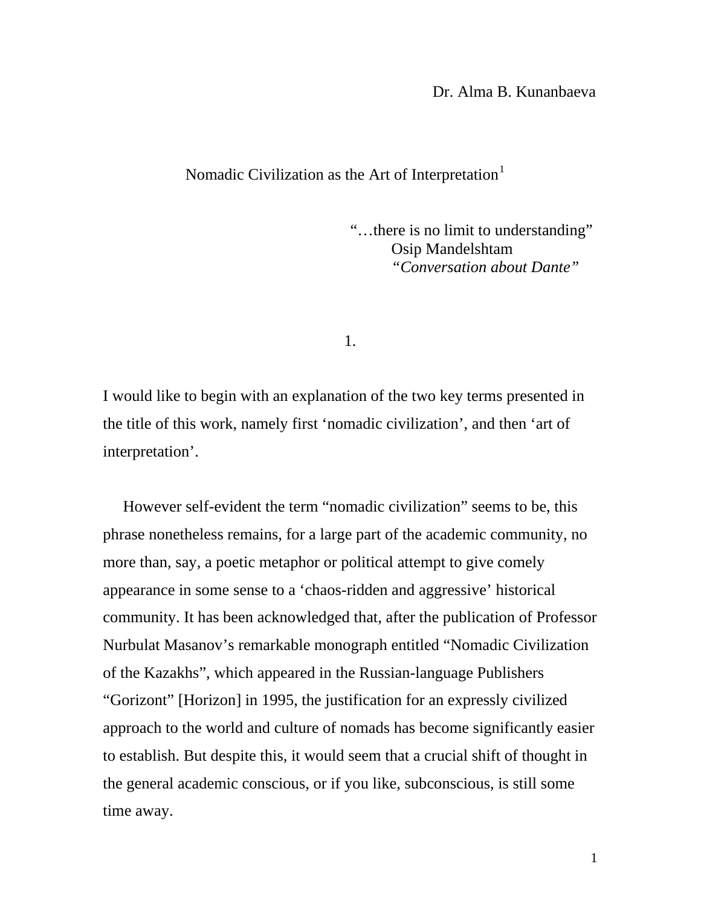Dr. Alma B. Kunanbaeva

# Nomadic Civilization as the Art of Interpretation[1]

> "…there is no limit to understanding"
> Osip Mandelshtam
> *"Conversation about Dante"*

## 1.

I would like to begin with an explanation of the two key terms presented in the title of this work, namely first 'nomadic civilization', and then 'art of interpretation'.

However self-evident the term "nomadic civilization" seems to be, this phrase nonetheless remains, for a large part of the academic community, no more than, say, a poetic metaphor or political attempt to give comely appearance in some sense to a 'chaos-ridden and aggressive' historical community. It has been acknowledged that, after the publication of Professor Nurbulat Masanov's remarkable monograph entitled "Nomadic Civilization of the Kazakhs", which appeared in the Russian-language Publishers "Gorizont" [Horizon] in 1995, the justification for an expressly civilized approach to the world and culture of nomads has become significantly easier to establish. But despite this, it would seem that a crucial shift of thought in the general academic conscious, or if you like, subconscious, is still some time away.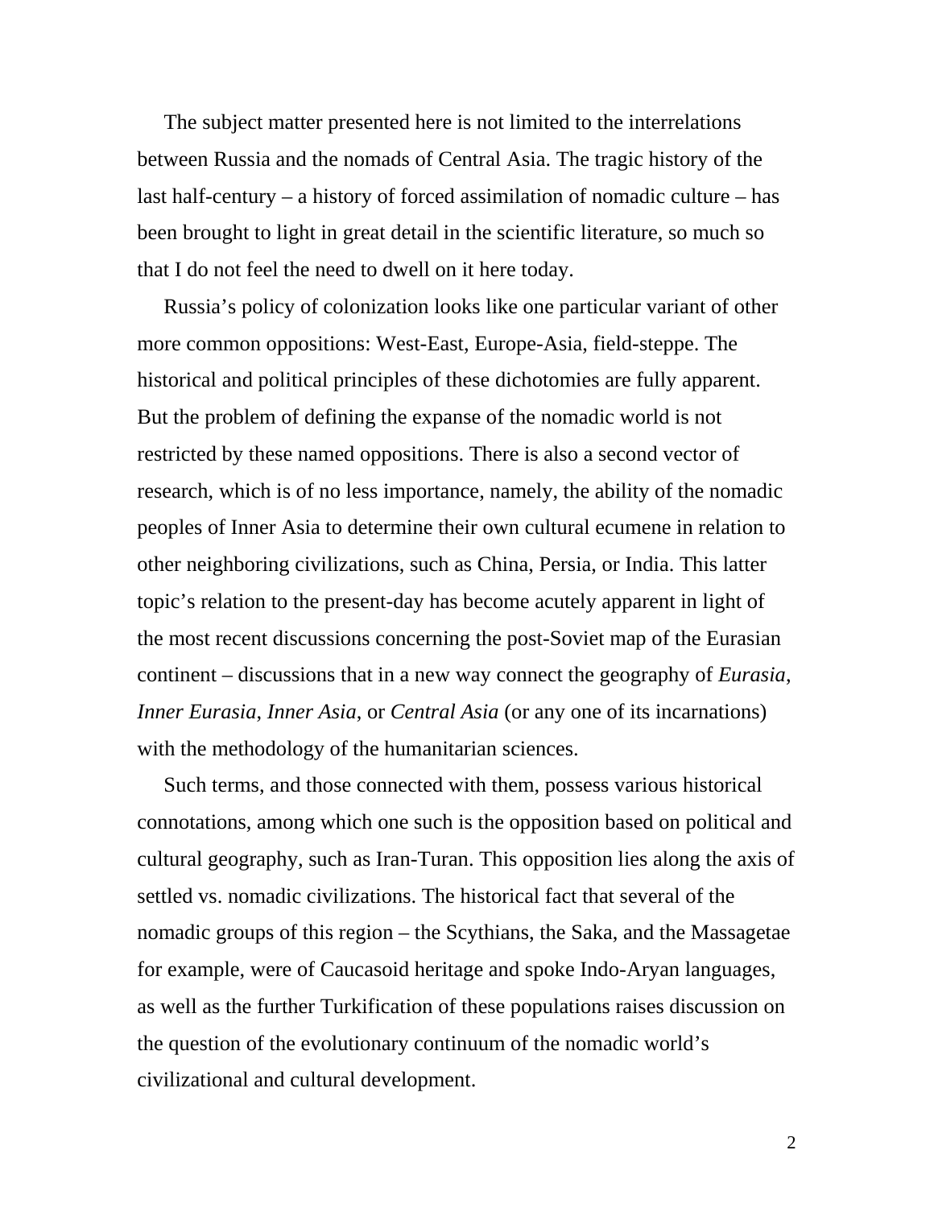The subject matter presented here is not limited to the interrelations between Russia and the nomads of Central Asia. The tragic history of the last half-century – a history of forced assimilation of nomadic culture – has been brought to light in great detail in the scientific literature, so much so that I do not feel the need to dwell on it here today.

Russia's policy of colonization looks like one particular variant of other more common oppositions: West-East, Europe-Asia, field-steppe. The historical and political principles of these dichotomies are fully apparent. But the problem of defining the expanse of the nomadic world is not restricted by these named oppositions. There is also a second vector of research, which is of no less importance, namely, the ability of the nomadic peoples of Inner Asia to determine their own cultural ecumene in relation to other neighboring civilizations, such as China, Persia, or India. This latter topic's relation to the present-day has become acutely apparent in light of the most recent discussions concerning the post-Soviet map of the Eurasian continent – discussions that in a new way connect the geography of *Eurasia*, *Inner Eurasia*, *Inner Asia*, or *Central Asia* (or any one of its incarnations) with the methodology of the humanitarian sciences.

Such terms, and those connected with them, possess various historical connotations, among which one such is the opposition based on political and cultural geography, such as Iran-Turan. This opposition lies along the axis of settled vs. nomadic civilizations. The historical fact that several of the nomadic groups of this region – the Scythians, the Saka, and the Massagetae for example, were of Caucasoid heritage and spoke Indo-Aryan languages, as well as the further Turkification of these populations raises discussion on the question of the evolutionary continuum of the nomadic world's civilizational and cultural development.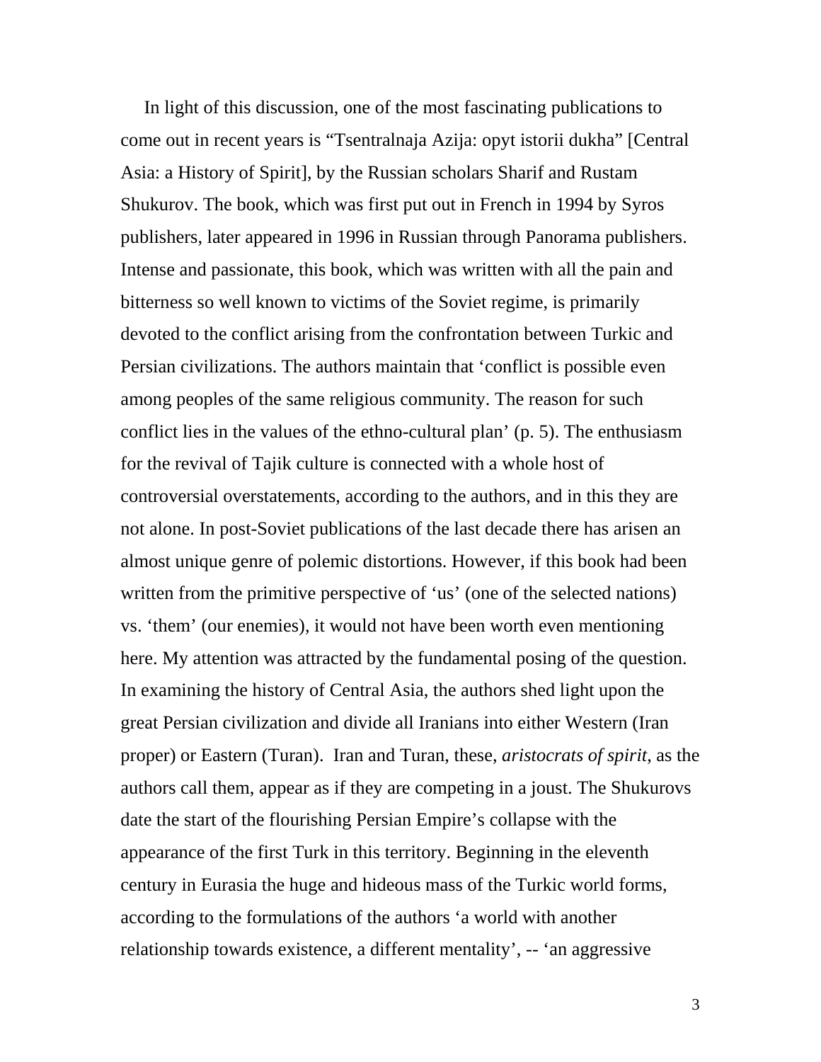In light of this discussion, one of the most fascinating publications to come out in recent years is “Tsentralnaja Azija: opyt istorii dukha” [Central Asia: a History of Spirit], by the Russian scholars Sharif and Rustam Shukurov. The book, which was first put out in French in 1994 by Syros publishers, later appeared in 1996 in Russian through Panorama publishers. Intense and passionate, this book, which was written with all the pain and bitterness so well known to victims of the Soviet regime, is primarily devoted to the conflict arising from the confrontation between Turkic and Persian civilizations. The authors maintain that ‘conflict is possible even among peoples of the same religious community. The reason for such conflict lies in the values of the ethno-cultural plan’ (p. 5). The enthusiasm for the revival of Tajik culture is connected with a whole host of controversial overstatements, according to the authors, and in this they are not alone. In post-Soviet publications of the last decade there has arisen an almost unique genre of polemic distortions. However, if this book had been written from the primitive perspective of ‘us’ (one of the selected nations) vs. ‘them’ (our enemies), it would not have been worth even mentioning here. My attention was attracted by the fundamental posing of the question. In examining the history of Central Asia, the authors shed light upon the great Persian civilization and divide all Iranians into either Western (Iran proper) or Eastern (Turan). Iran and Turan, these, *aristocrats of spirit*, as the authors call them, appear as if they are competing in a joust. The Shukurovs date the start of the flourishing Persian Empire’s collapse with the appearance of the first Turk in this territory. Beginning in the eleventh century in Eurasia the huge and hideous mass of the Turkic world forms, according to the formulations of the authors ‘a world with another relationship towards existence, a different mentality’, -- ‘an aggressive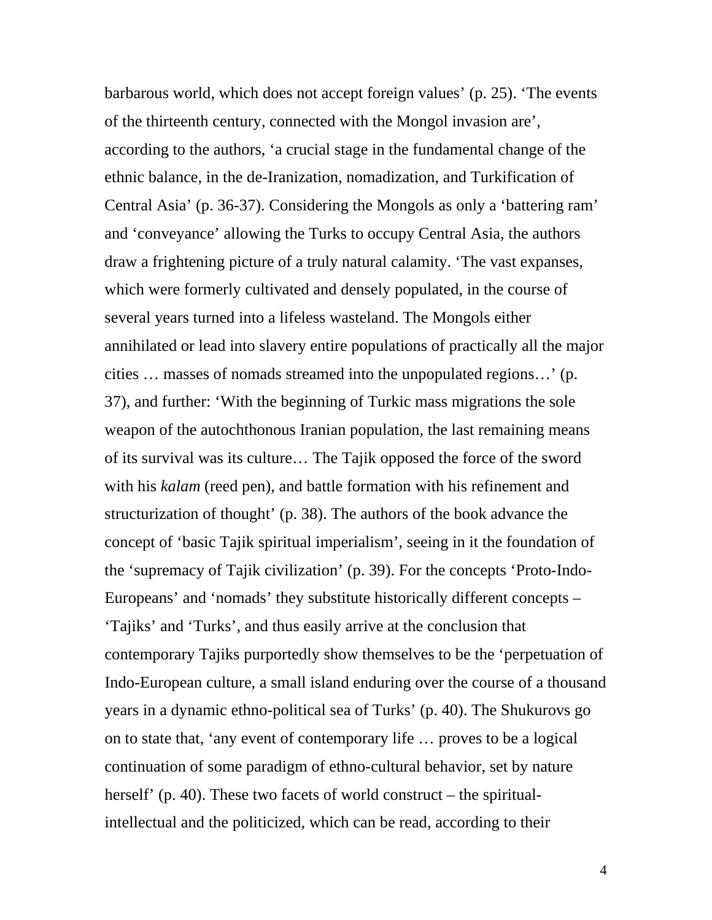barbarous world, which does not accept foreign values' (p. 25). 'The events of the thirteenth century, connected with the Mongol invasion are', according to the authors, 'a crucial stage in the fundamental change of the ethnic balance, in the de-Iranization, nomadization, and Turkification of Central Asia' (p. 36-37). Considering the Mongols as only a 'battering ram' and 'conveyance' allowing the Turks to occupy Central Asia, the authors draw a frightening picture of a truly natural calamity. 'The vast expanses, which were formerly cultivated and densely populated, in the course of several years turned into a lifeless wasteland. The Mongols either annihilated or lead into slavery entire populations of practically all the major cities … masses of nomads streamed into the unpopulated regions…' (p. 37), and further: 'With the beginning of Turkic mass migrations the sole weapon of the autochthonous Iranian population, the last remaining means of its survival was its culture… The Tajik opposed the force of the sword with his *kalam* (reed pen), and battle formation with his refinement and structurization of thought' (p. 38). The authors of the book advance the concept of 'basic Tajik spiritual imperialism', seeing in it the foundation of the 'supremacy of Tajik civilization' (p. 39). For the concepts 'Proto-Indo-Europeans' and 'nomads' they substitute historically different concepts – 'Tajiks' and 'Turks', and thus easily arrive at the conclusion that contemporary Tajiks purportedly show themselves to be the 'perpetuation of Indo-European culture, a small island enduring over the course of a thousand years in a dynamic ethno-political sea of Turks' (p. 40). The Shukurovs go on to state that, 'any event of contemporary life … proves to be a logical continuation of some paradigm of ethno-cultural behavior, set by nature herself' (p. 40). These two facets of world construct – the spiritual-intellectual and the politicized, which can be read, according to their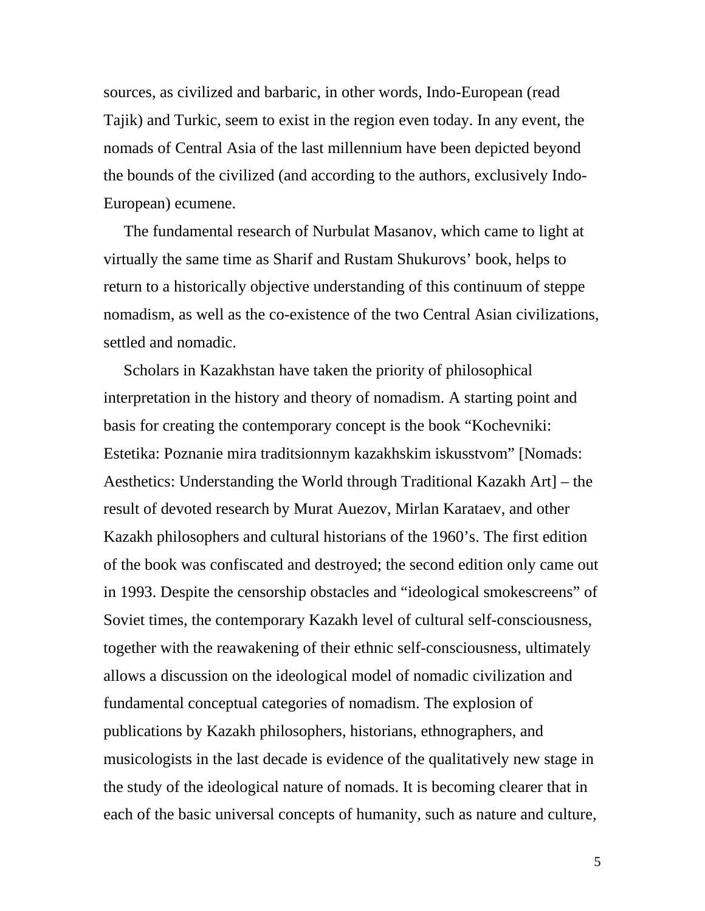sources, as civilized and barbaric, in other words, Indo-European (read Tajik) and Turkic, seem to exist in the region even today. In any event, the nomads of Central Asia of the last millennium have been depicted beyond the bounds of the civilized (and according to the authors, exclusively Indo-European) ecumene.

The fundamental research of Nurbulat Masanov, which came to light at virtually the same time as Sharif and Rustam Shukurovs' book, helps to return to a historically objective understanding of this continuum of steppe nomadism, as well as the co-existence of the two Central Asian civilizations, settled and nomadic.

Scholars in Kazakhstan have taken the priority of philosophical interpretation in the history and theory of nomadism. A starting point and basis for creating the contemporary concept is the book "Kochevniki: Estetika: Poznanie mira traditsionnym kazakhskim iskusstvom" [Nomads: Aesthetics: Understanding the World through Traditional Kazakh Art] – the result of devoted research by Murat Auezov, Mirlan Karataev, and other Kazakh philosophers and cultural historians of the 1960's. The first edition of the book was confiscated and destroyed; the second edition only came out in 1993. Despite the censorship obstacles and "ideological smokescreens" of Soviet times, the contemporary Kazakh level of cultural self-consciousness, together with the reawakening of their ethnic self-consciousness, ultimately allows a discussion on the ideological model of nomadic civilization and fundamental conceptual categories of nomadism. The explosion of publications by Kazakh philosophers, historians, ethnographers, and musicologists in the last decade is evidence of the qualitatively new stage in the study of the ideological nature of nomads. It is becoming clearer that in each of the basic universal concepts of humanity, such as nature and culture,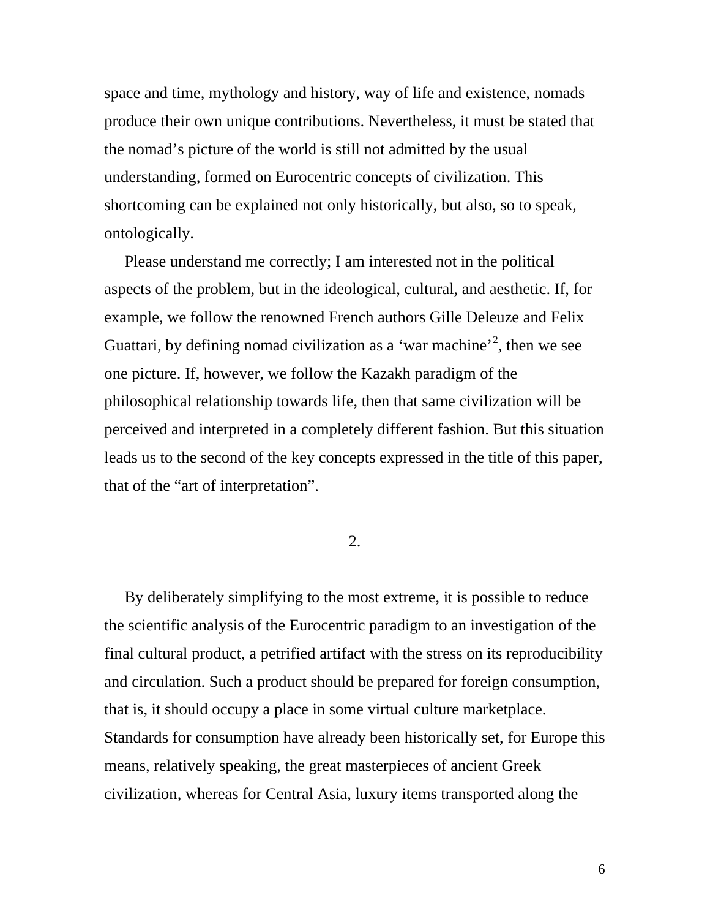space and time, mythology and history, way of life and existence, nomads produce their own unique contributions. Nevertheless, it must be stated that the nomad's picture of the world is still not admitted by the usual understanding, formed on Eurocentric concepts of civilization. This shortcoming can be explained not only historically, but also, so to speak, ontologically.

Please understand me correctly; I am interested not in the political aspects of the problem, but in the ideological, cultural, and aesthetic. If, for example, we follow the renowned French authors Gille Deleuze and Felix Guattari, by defining nomad civilization as a 'war machine'[2], then we see one picture. If, however, we follow the Kazakh paradigm of the philosophical relationship towards life, then that same civilization will be perceived and interpreted in a completely different fashion. But this situation leads us to the second of the key concepts expressed in the title of this paper, that of the "art of interpretation".

## 2.

By deliberately simplifying to the most extreme, it is possible to reduce the scientific analysis of the Eurocentric paradigm to an investigation of the final cultural product, a petrified artifact with the stress on its reproducibility and circulation. Such a product should be prepared for foreign consumption, that is, it should occupy a place in some virtual culture marketplace. Standards for consumption have already been historically set, for Europe this means, relatively speaking, the great masterpieces of ancient Greek civilization, whereas for Central Asia, luxury items transported along the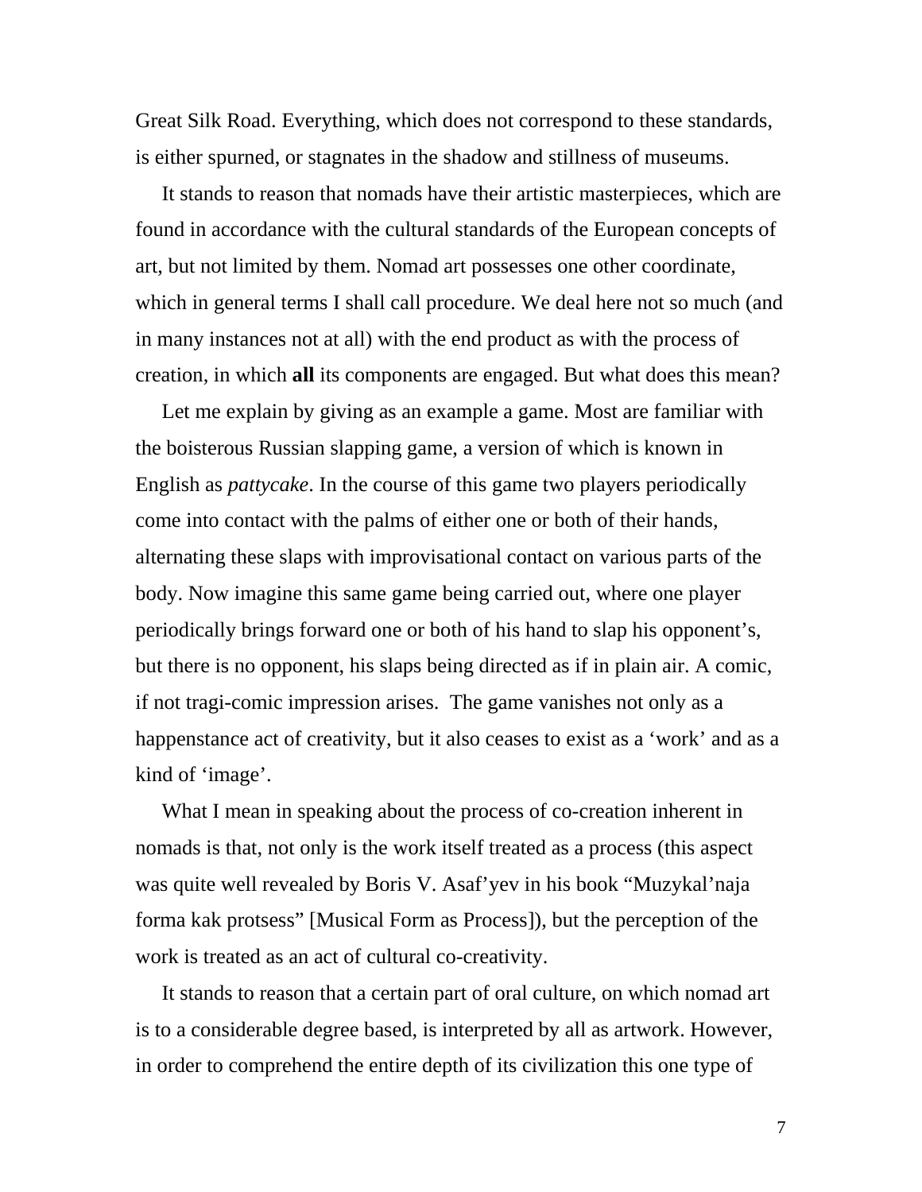Great Silk Road. Everything, which does not correspond to these standards, is either spurned, or stagnates in the shadow and stillness of museums.

It stands to reason that nomads have their artistic masterpieces, which are found in accordance with the cultural standards of the European concepts of art, but not limited by them. Nomad art possesses one other coordinate, which in general terms I shall call procedure. We deal here not so much (and in many instances not at all) with the end product as with the process of creation, in which **all** its components are engaged. But what does this mean?

Let me explain by giving as an example a game. Most are familiar with the boisterous Russian slapping game, a version of which is known in English as *pattycake*. In the course of this game two players periodically come into contact with the palms of either one or both of their hands, alternating these slaps with improvisational contact on various parts of the body. Now imagine this same game being carried out, where one player periodically brings forward one or both of his hand to slap his opponent's, but there is no opponent, his slaps being directed as if in plain air. A comic, if not tragi-comic impression arises. The game vanishes not only as a happenstance act of creativity, but it also ceases to exist as a 'work' and as a kind of 'image'.

What I mean in speaking about the process of co-creation inherent in nomads is that, not only is the work itself treated as a process (this aspect was quite well revealed by Boris V. Asaf'yev in his book "Muzykal'naja forma kak protsess" [Musical Form as Process]), but the perception of the work is treated as an act of cultural co-creativity.

It stands to reason that a certain part of oral culture, on which nomad art is to a considerable degree based, is interpreted by all as artwork. However, in order to comprehend the entire depth of its civilization this one type of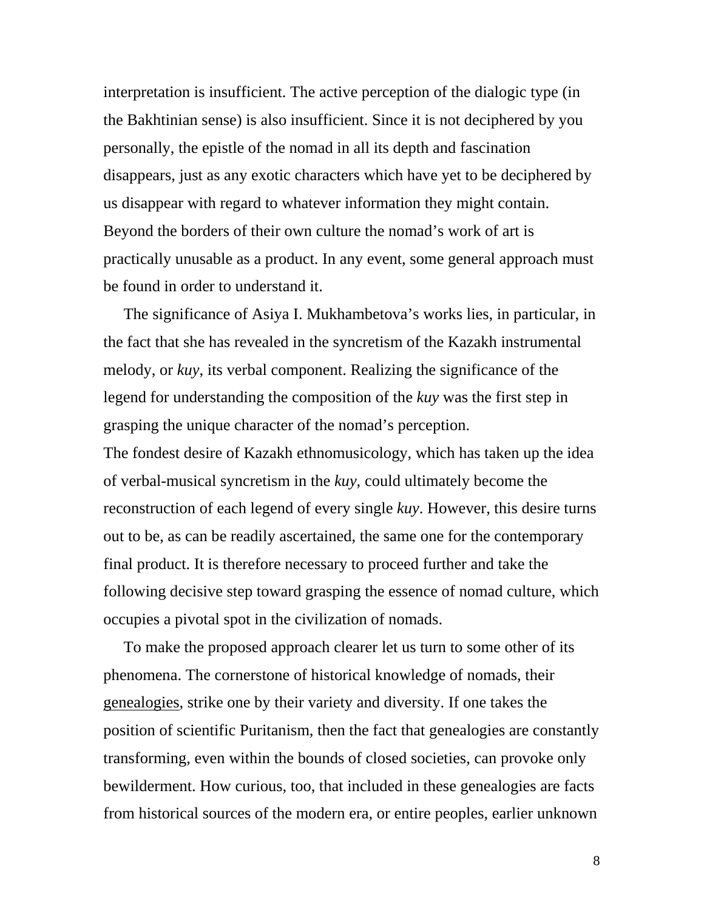interpretation is insufficient. The active perception of the dialogic type (in the Bakhtinian sense) is also insufficient. Since it is not deciphered by you personally, the epistle of the nomad in all its depth and fascination disappears, just as any exotic characters which have yet to be deciphered by us disappear with regard to whatever information they might contain. Beyond the borders of their own culture the nomad's work of art is practically unusable as a product. In any event, some general approach must be found in order to understand it.

The significance of Asiya I. Mukhambetova's works lies, in particular, in the fact that she has revealed in the syncretism of the Kazakh instrumental melody, or *kuy*, its verbal component. Realizing the significance of the legend for understanding the composition of the *kuy* was the first step in grasping the unique character of the nomad's perception.

The fondest desire of Kazakh ethnomusicology, which has taken up the idea of verbal-musical syncretism in the *kuy*, could ultimately become the reconstruction of each legend of every single *kuy*. However, this desire turns out to be, as can be readily ascertained, the same one for the contemporary final product. It is therefore necessary to proceed further and take the following decisive step toward grasping the essence of nomad culture, which occupies a pivotal spot in the civilization of nomads.

To make the proposed approach clearer let us turn to some other of its phenomena. The cornerstone of historical knowledge of nomads, their <u>genealogies</u>, strike one by their variety and diversity. If one takes the position of scientific Puritanism, then the fact that genealogies are constantly transforming, even within the bounds of closed societies, can provoke only bewilderment. How curious, too, that included in these genealogies are facts from historical sources of the modern era, or entire peoples, earlier unknown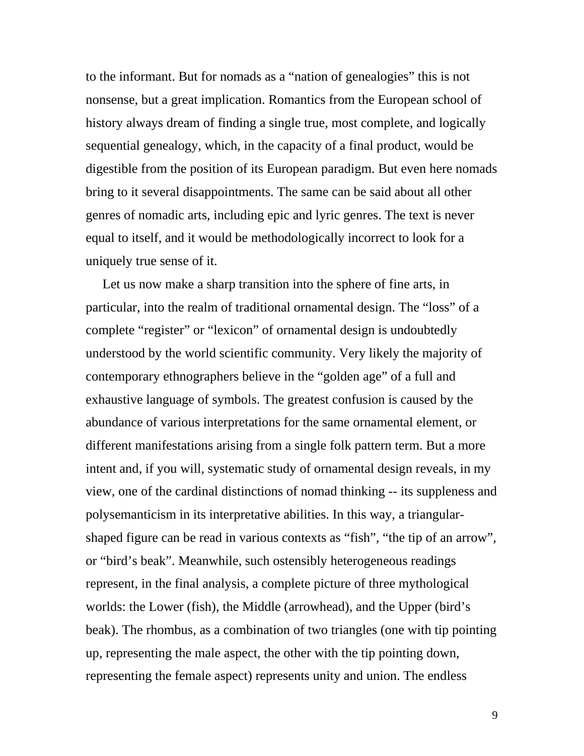to the informant. But for nomads as a "nation of genealogies" this is not nonsense, but a great implication. Romantics from the European school of history always dream of finding a single true, most complete, and logically sequential genealogy, which, in the capacity of a final product, would be digestible from the position of its European paradigm. But even here nomads bring to it several disappointments. The same can be said about all other genres of nomadic arts, including epic and lyric genres. The text is never equal to itself, and it would be methodologically incorrect to look for a uniquely true sense of it.

Let us now make a sharp transition into the sphere of fine arts, in particular, into the realm of traditional ornamental design. The "loss" of a complete "register" or "lexicon" of ornamental design is undoubtedly understood by the world scientific community. Very likely the majority of contemporary ethnographers believe in the "golden age" of a full and exhaustive language of symbols. The greatest confusion is caused by the abundance of various interpretations for the same ornamental element, or different manifestations arising from a single folk pattern term. But a more intent and, if you will, systematic study of ornamental design reveals, in my view, one of the cardinal distinctions of nomad thinking -- its suppleness and polysemanticism in its interpretative abilities. In this way, a triangular-shaped figure can be read in various contexts as "fish", "the tip of an arrow", or "bird's beak". Meanwhile, such ostensibly heterogeneous readings represent, in the final analysis, a complete picture of three mythological worlds: the Lower (fish), the Middle (arrowhead), and the Upper (bird's beak). The rhombus, as a combination of two triangles (one with tip pointing up, representing the male aspect, the other with the tip pointing down, representing the female aspect) represents unity and union. The endless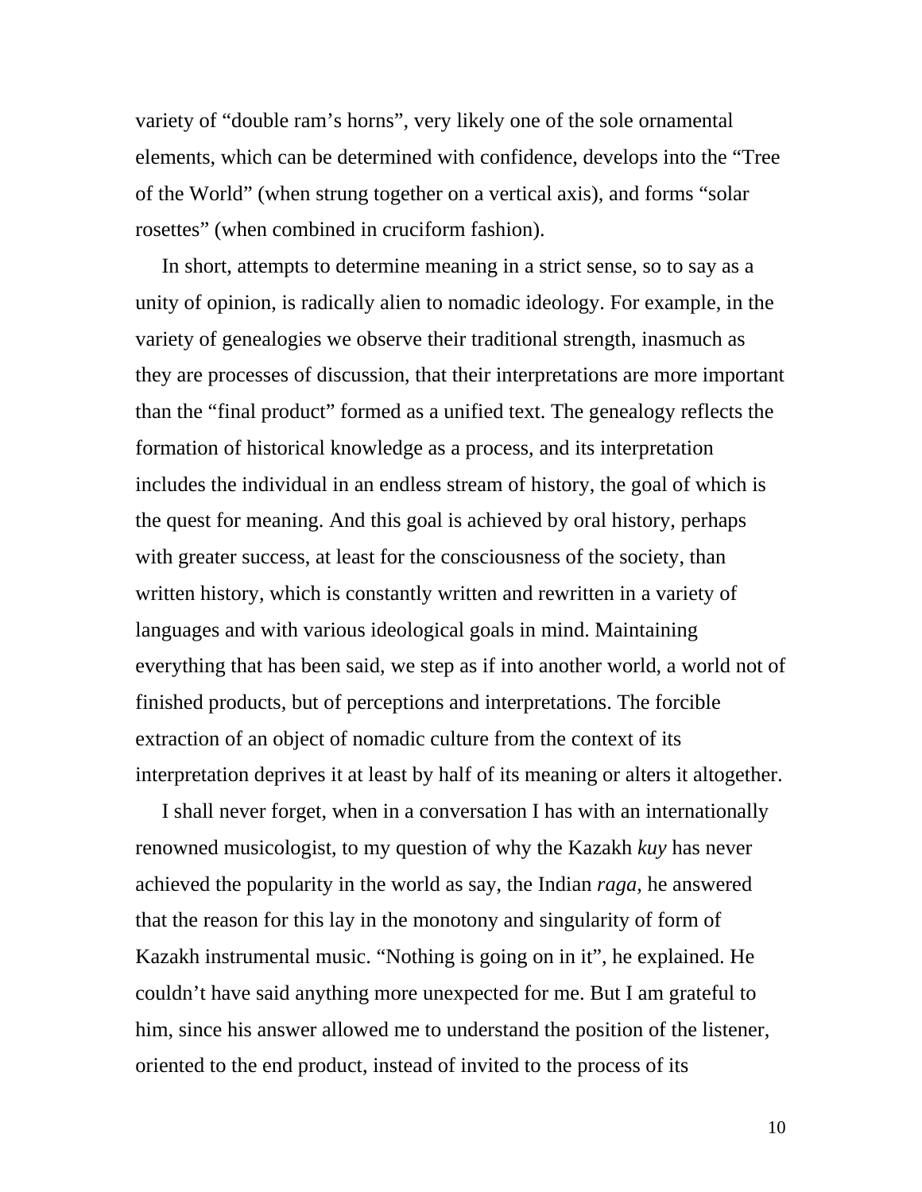variety of “double ram’s horns”, very likely one of the sole ornamental elements, which can be determined with confidence, develops into the “Tree of the World” (when strung together on a vertical axis), and forms “solar rosettes” (when combined in cruciform fashion).

In short, attempts to determine meaning in a strict sense, so to say as a unity of opinion, is radically alien to nomadic ideology. For example, in the variety of genealogies we observe their traditional strength, inasmuch as they are processes of discussion, that their interpretations are more important than the “final product” formed as a unified text. The genealogy reflects the formation of historical knowledge as a process, and its interpretation includes the individual in an endless stream of history, the goal of which is the quest for meaning. And this goal is achieved by oral history, perhaps with greater success, at least for the consciousness of the society, than written history, which is constantly written and rewritten in a variety of languages and with various ideological goals in mind. Maintaining everything that has been said, we step as if into another world, a world not of finished products, but of perceptions and interpretations. The forcible extraction of an object of nomadic culture from the context of its interpretation deprives it at least by half of its meaning or alters it altogether.

I shall never forget, when in a conversation I has with an internationally renowned musicologist, to my question of why the Kazakh *kuy* has never achieved the popularity in the world as say, the Indian *raga*, he answered that the reason for this lay in the monotony and singularity of form of Kazakh instrumental music. “Nothing is going on in it”, he explained. He couldn’t have said anything more unexpected for me. But I am grateful to him, since his answer allowed me to understand the position of the listener, oriented to the end product, instead of invited to the process of its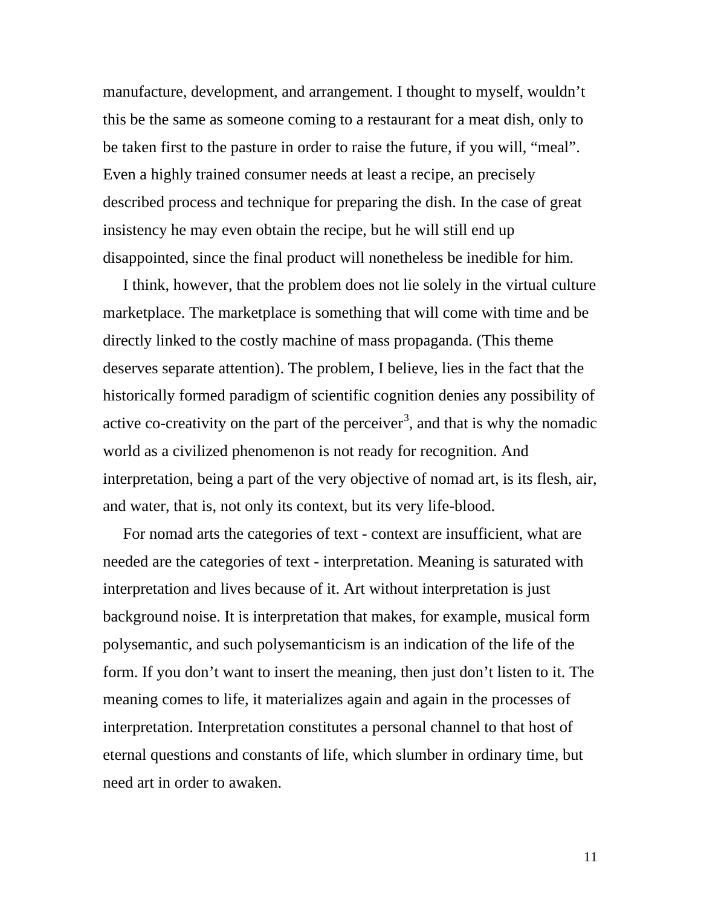manufacture, development, and arrangement. I thought to myself, wouldn't this be the same as someone coming to a restaurant for a meat dish, only to be taken first to the pasture in order to raise the future, if you will, "meal". Even a highly trained consumer needs at least a recipe, an precisely described process and technique for preparing the dish. In the case of great insistency he may even obtain the recipe, but he will still end up disappointed, since the final product will nonetheless be inedible for him.

I think, however, that the problem does not lie solely in the virtual culture marketplace. The marketplace is something that will come with time and be directly linked to the costly machine of mass propaganda. (This theme deserves separate attention). The problem, I believe, lies in the fact that the historically formed paradigm of scientific cognition denies any possibility of active co-creativity on the part of the perceiver[3], and that is why the nomadic world as a civilized phenomenon is not ready for recognition. And interpretation, being a part of the very objective of nomad art, is its flesh, air, and water, that is, not only its context, but its very life-blood.

For nomad arts the categories of text - context are insufficient, what are needed are the categories of text - interpretation. Meaning is saturated with interpretation and lives because of it. Art without interpretation is just background noise. It is interpretation that makes, for example, musical form polysemantic, and such polysemanticism is an indication of the life of the form. If you don't want to insert the meaning, then just don't listen to it. The meaning comes to life, it materializes again and again in the processes of interpretation. Interpretation constitutes a personal channel to that host of eternal questions and constants of life, which slumber in ordinary time, but need art in order to awaken.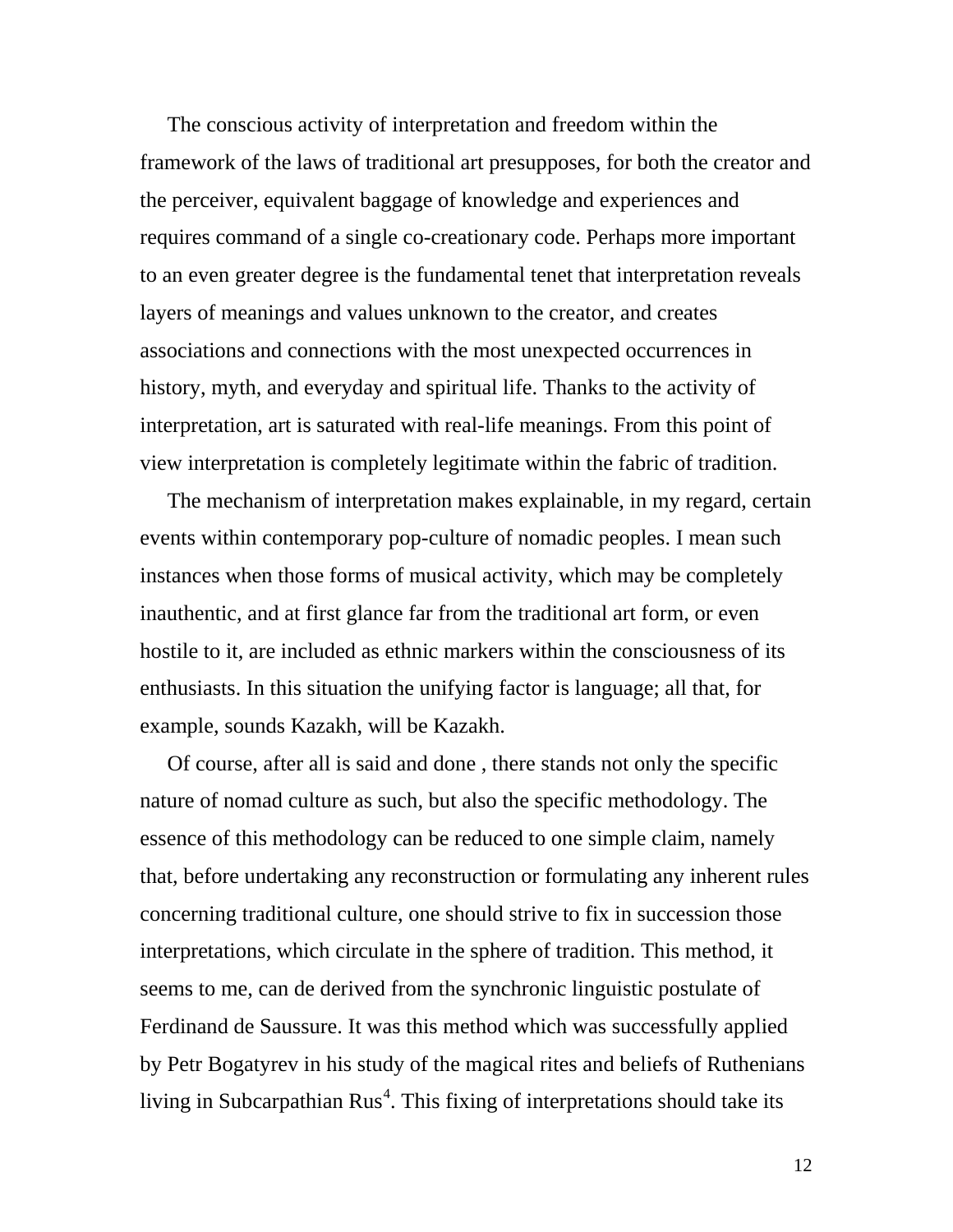The conscious activity of interpretation and freedom within the framework of the laws of traditional art presupposes, for both the creator and the perceiver, equivalent baggage of knowledge and experiences and requires command of a single co-creationary code. Perhaps more important to an even greater degree is the fundamental tenet that interpretation reveals layers of meanings and values unknown to the creator, and creates associations and connections with the most unexpected occurrences in history, myth, and everyday and spiritual life. Thanks to the activity of interpretation, art is saturated with real-life meanings. From this point of view interpretation is completely legitimate within the fabric of tradition.

The mechanism of interpretation makes explainable, in my regard, certain events within contemporary pop-culture of nomadic peoples. I mean such instances when those forms of musical activity, which may be completely inauthentic, and at first glance far from the traditional art form, or even hostile to it, are included as ethnic markers within the consciousness of its enthusiasts. In this situation the unifying factor is language; all that, for example, sounds Kazakh, will be Kazakh.

Of course, after all is said and done , there stands not only the specific nature of nomad culture as such, but also the specific methodology. The essence of this methodology can be reduced to one simple claim, namely that, before undertaking any reconstruction or formulating any inherent rules concerning traditional culture, one should strive to fix in succession those interpretations, which circulate in the sphere of tradition. This method, it seems to me, can de derived from the synchronic linguistic postulate of Ferdinand de Saussure. It was this method which was successfully applied by Petr Bogatyrev in his study of the magical rites and beliefs of Ruthenians living in Subcarpathian Rus[4]. This fixing of interpretations should take its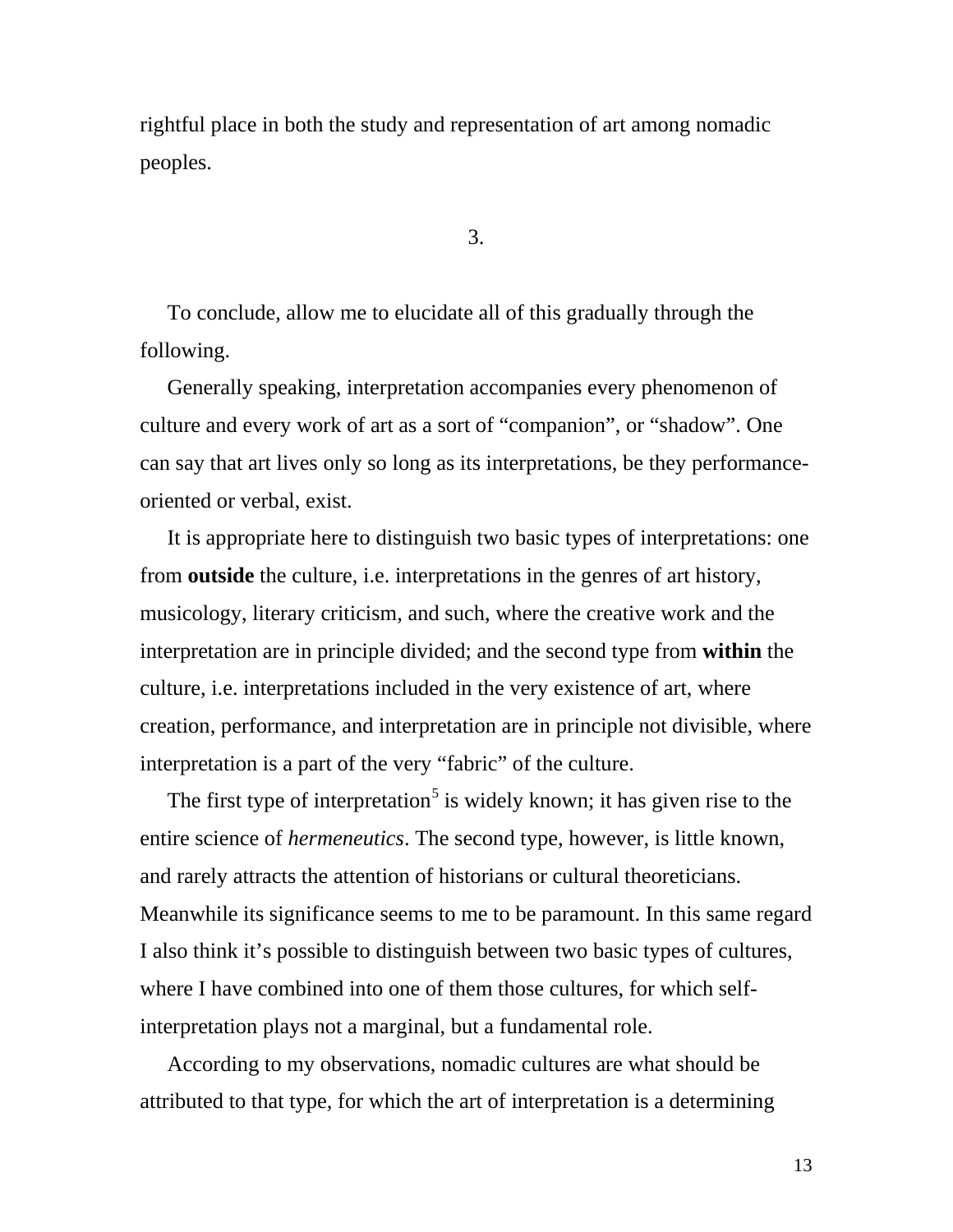rightful place in both the study and representation of art among nomadic peoples.

## 3.

To conclude, allow me to elucidate all of this gradually through the following.

Generally speaking, interpretation accompanies every phenomenon of culture and every work of art as a sort of “companion”, or “shadow”. One can say that art lives only so long as its interpretations, be they performance-oriented or verbal, exist.

It is appropriate here to distinguish two basic types of interpretations: one from **outside** the culture, i.e. interpretations in the genres of art history, musicology, literary criticism, and such, where the creative work and the interpretation are in principle divided; and the second type from **within** the culture, i.e. interpretations included in the very existence of art, where creation, performance, and interpretation are in principle not divisible, where interpretation is a part of the very “fabric” of the culture.

The first type of interpretation[5] is widely known; it has given rise to the entire science of *hermeneutics*. The second type, however, is little known, and rarely attracts the attention of historians or cultural theoreticians. Meanwhile its significance seems to me to be paramount. In this same regard I also think it’s possible to distinguish between two basic types of cultures, where I have combined into one of them those cultures, for which self-interpretation plays not a marginal, but a fundamental role.

According to my observations, nomadic cultures are what should be attributed to that type, for which the art of interpretation is a determining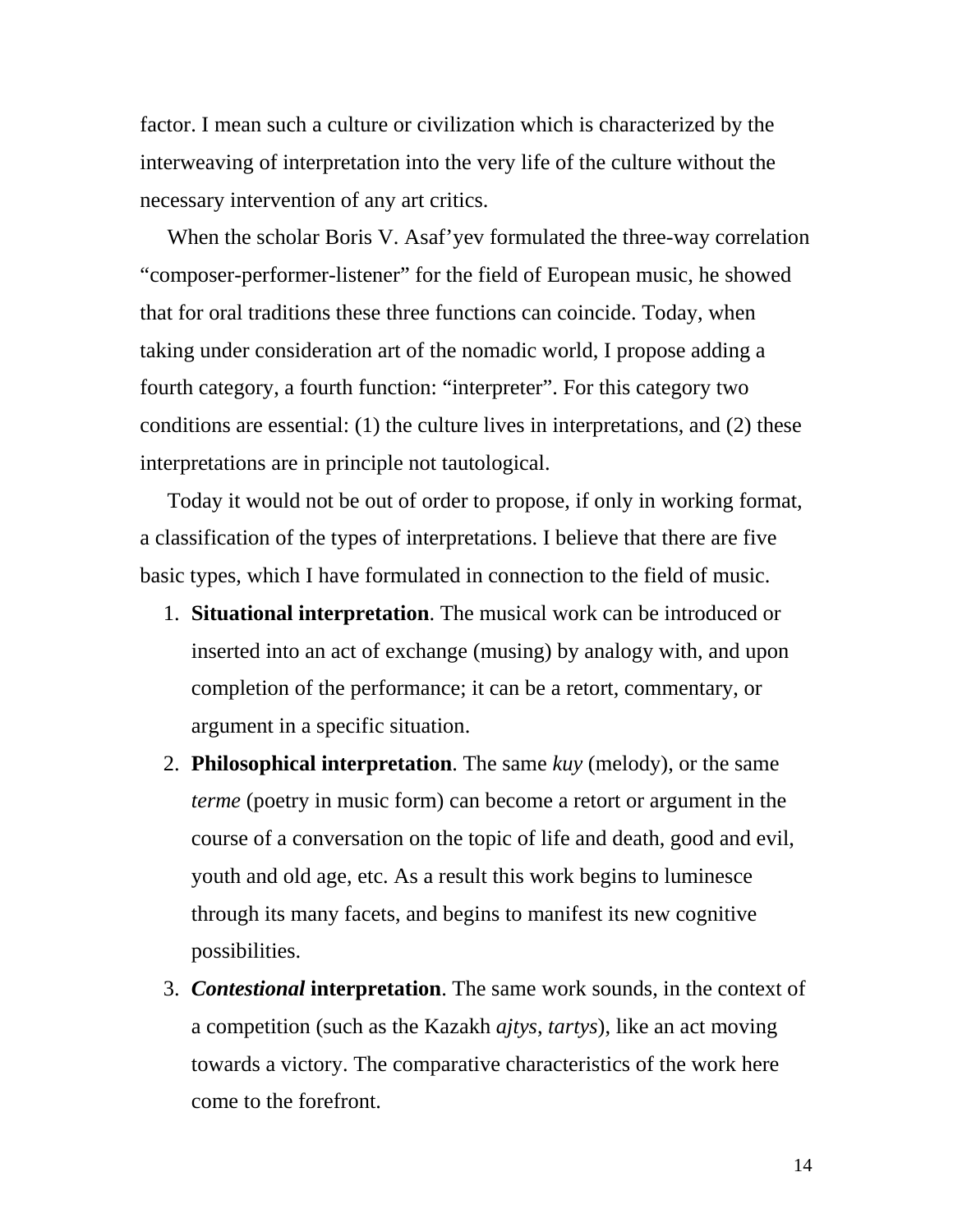factor. I mean such a culture or civilization which is characterized by the interweaving of interpretation into the very life of the culture without the necessary intervention of any art critics.

When the scholar Boris V. Asaf'yev formulated the three-way correlation "composer-performer-listener" for the field of European music, he showed that for oral traditions these three functions can coincide. Today, when taking under consideration art of the nomadic world, I propose adding a fourth category, a fourth function: "interpreter". For this category two conditions are essential: (1) the culture lives in interpretations, and (2) these interpretations are in principle not tautological.

Today it would not be out of order to propose, if only in working format, a classification of the types of interpretations. I believe that there are five basic types, which I have formulated in connection to the field of music.

1. **Situational interpretation**. The musical work can be introduced or inserted into an act of exchange (musing) by analogy with, and upon completion of the performance; it can be a retort, commentary, or argument in a specific situation.
2. **Philosophical interpretation**. The same *kuy* (melody), or the same *terme* (poetry in music form) can become a retort or argument in the course of a conversation on the topic of life and death, good and evil, youth and old age, etc. As a result this work begins to luminesce through its many facets, and begins to manifest its new cognitive possibilities.
3. ***Contestional* interpretation**. The same work sounds, in the context of a competition (such as the Kazakh *ajtys*, *tartys*), like an act moving towards a victory. The comparative characteristics of the work here come to the forefront.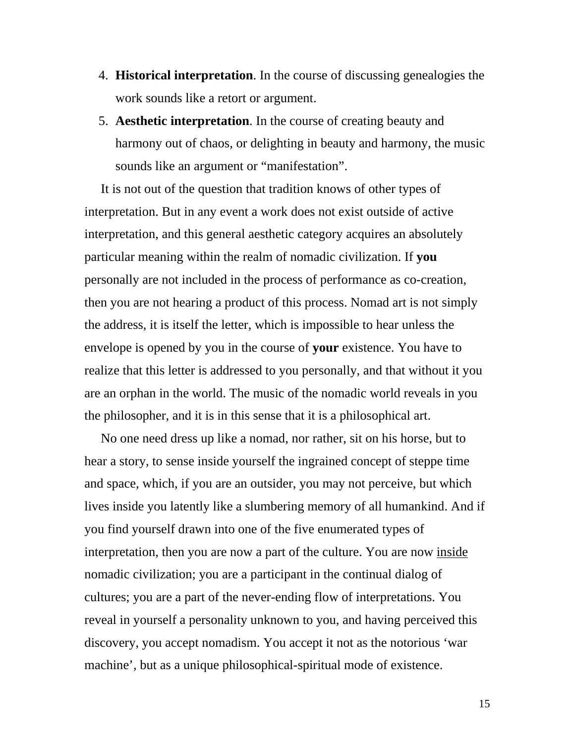4. **Historical interpretation**. In the course of discussing genealogies the work sounds like a retort or argument.
5. **Aesthetic interpretation**. In the course of creating beauty and harmony out of chaos, or delighting in beauty and harmony, the music sounds like an argument or "manifestation".

It is not out of the question that tradition knows of other types of interpretation. But in any event a work does not exist outside of active interpretation, and this general aesthetic category acquires an absolutely particular meaning within the realm of nomadic civilization. If **you** personally are not included in the process of performance as co-creation, then you are not hearing a product of this process. Nomad art is not simply the address, it is itself the letter, which is impossible to hear unless the envelope is opened by you in the course of **your** existence. You have to realize that this letter is addressed to you personally, and that without it you are an orphan in the world. The music of the nomadic world reveals in you the philosopher, and it is in this sense that it is a philosophical art.

No one need dress up like a nomad, nor rather, sit on his horse, but to hear a story, to sense inside yourself the ingrained concept of steppe time and space, which, if you are an outsider, you may not perceive, but which lives inside you latently like a slumbering memory of all humankind. And if you find yourself drawn into one of the five enumerated types of interpretation, then you are now a part of the culture. You are now <u>inside</u> nomadic civilization; you are a participant in the continual dialog of cultures; you are a part of the never-ending flow of interpretations. You reveal in yourself a personality unknown to you, and having perceived this discovery, you accept nomadism. You accept it not as the notorious 'war machine', but as a unique philosophical-spiritual mode of existence.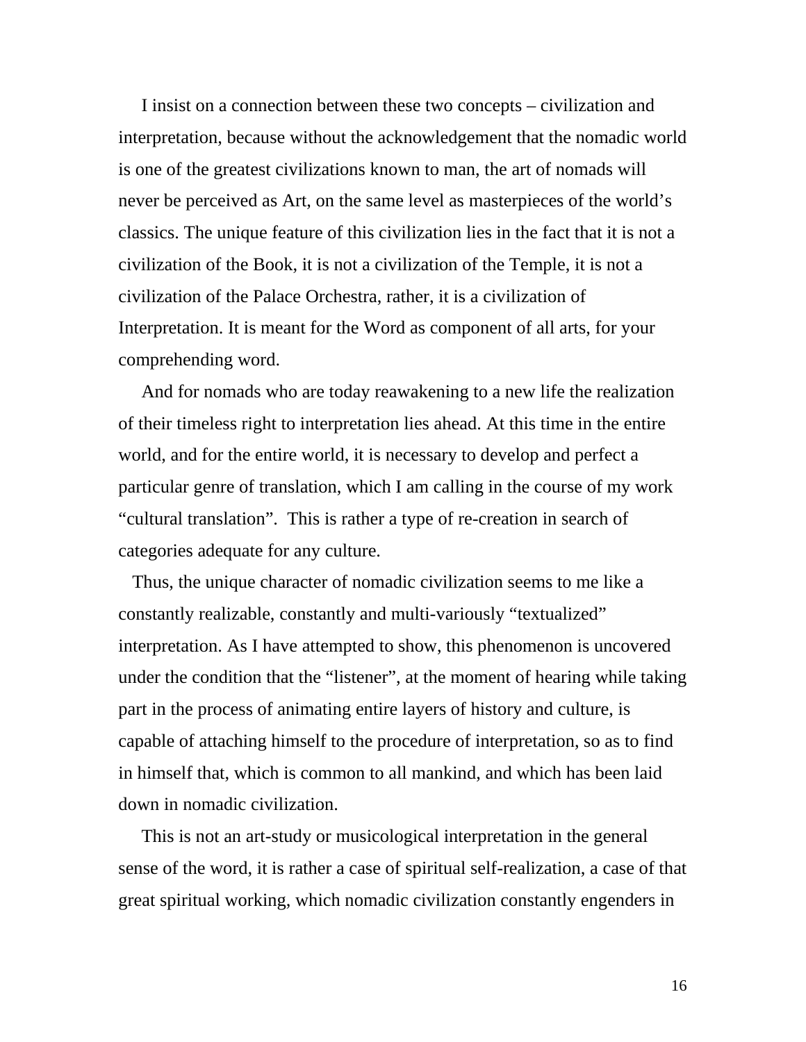I insist on a connection between these two concepts – civilization and interpretation, because without the acknowledgement that the nomadic world is one of the greatest civilizations known to man, the art of nomads will never be perceived as Art, on the same level as masterpieces of the world's classics. The unique feature of this civilization lies in the fact that it is not a civilization of the Book, it is not a civilization of the Temple, it is not a civilization of the Palace Orchestra, rather, it is a civilization of Interpretation. It is meant for the Word as component of all arts, for your comprehending word.

And for nomads who are today reawakening to a new life the realization of their timeless right to interpretation lies ahead. At this time in the entire world, and for the entire world, it is necessary to develop and perfect a particular genre of translation, which I am calling in the course of my work "cultural translation". This is rather a type of re-creation in search of categories adequate for any culture.

Thus, the unique character of nomadic civilization seems to me like a constantly realizable, constantly and multi-variously "textualized" interpretation. As I have attempted to show, this phenomenon is uncovered under the condition that the "listener", at the moment of hearing while taking part in the process of animating entire layers of history and culture, is capable of attaching himself to the procedure of interpretation, so as to find in himself that, which is common to all mankind, and which has been laid down in nomadic civilization.

This is not an art-study or musicological interpretation in the general sense of the word, it is rather a case of spiritual self-realization, a case of that great spiritual working, which nomadic civilization constantly engenders in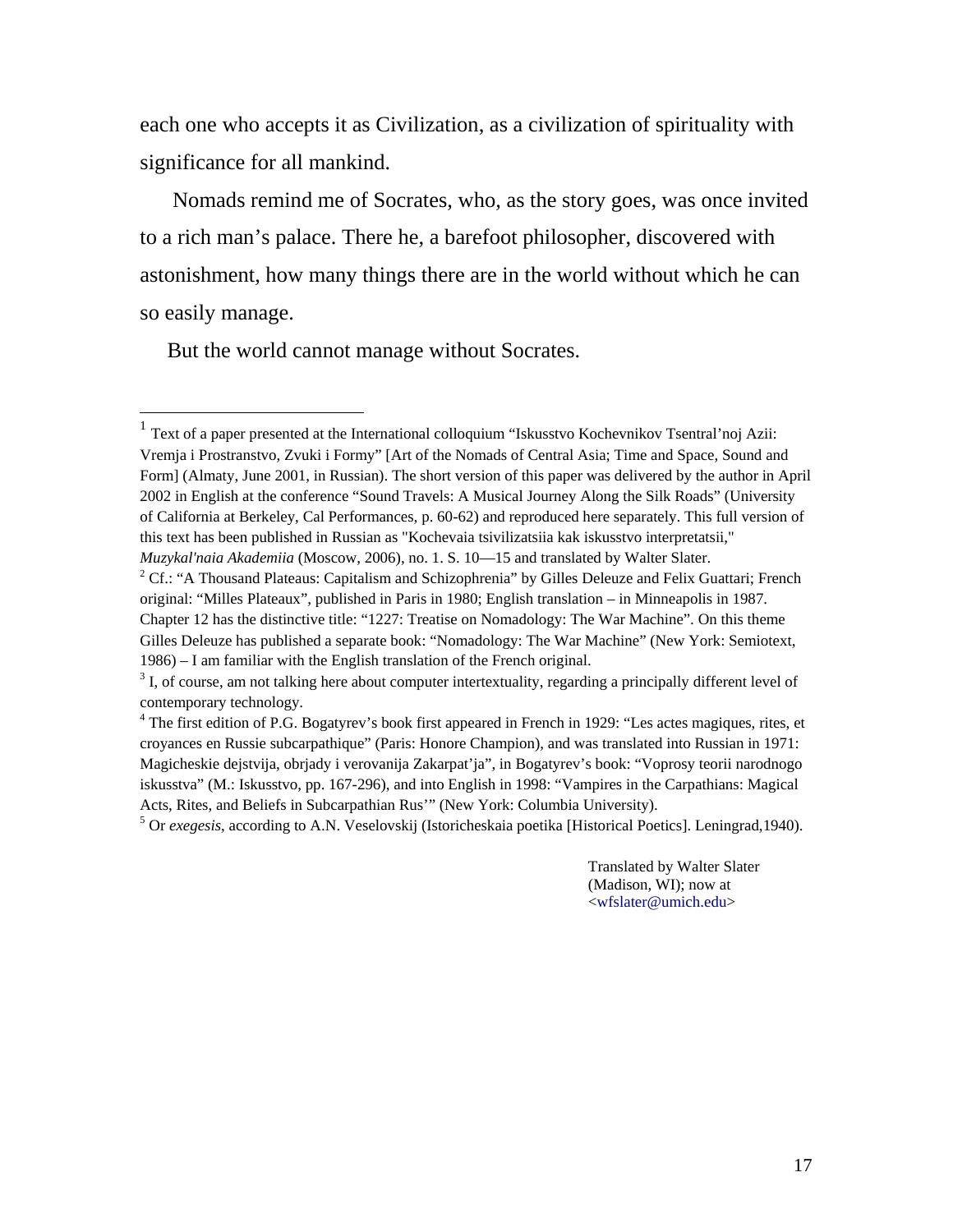each one who accepts it as Civilization, as a civilization of spirituality with significance for all mankind.

Nomads remind me of Socrates, who, as the story goes, was once invited to a rich man's palace. There he, a barefoot philosopher, discovered with astonishment, how many things there are in the world without which he can so easily manage.

But the world cannot manage without Socrates.

---

[1] Text of a paper presented at the International colloquium "Iskusstvo Kochevnikov Tsentral'noj Azii: Vremja i Prostranstvo, Zvuki i Formy" [Art of the Nomads of Central Asia; Time and Space, Sound and Form] (Almaty, June 2001, in Russian). The short version of this paper was delivered by the author in April 2002 in English at the conference "Sound Travels: A Musical Journey Along the Silk Roads" (University of California at Berkeley, Cal Performances, p. 60-62) and reproduced here separately. This full version of this text has been published in Russian as "Kochevaia tsivilizatsiia kak iskusstvo interpretatsii," *Muzykal'naia Akademiia* (Moscow, 2006), no. 1. S. 10—15 and translated by Walter Slater.

[2] Cf.: "A Thousand Plateaus: Capitalism and Schizophrenia" by Gilles Deleuze and Felix Guattari; French original: "Milles Plateaux", published in Paris in 1980; English translation – in Minneapolis in 1987. Chapter 12 has the distinctive title: "1227: Treatise on Nomadology: The War Machine". On this theme Gilles Deleuze has published a separate book: "Nomadology: The War Machine" (New York: Semiotext, 1986) – I am familiar with the English translation of the French original.

[3] I, of course, am not talking here about computer intertextuality, regarding a principally different level of contemporary technology.

[4] The first edition of P.G. Bogatyrev's book first appeared in French in 1929: "Les actes magiques, rites, et croyances en Russie subcarpathique" (Paris: Honore Champion), and was translated into Russian in 1971: Magicheskie dejstvija, obrjady i verovanija Zakarpat'ja", in Bogatyrev's book: "Voprosy teorii narodnogo iskusstva" (M.: Iskusstvo, pp. 167-296), and into English in 1998: "Vampires in the Carpathians: Magical Acts, Rites, and Beliefs in Subcarpathian Rus'" (New York: Columbia University).

[5] Or *exegesis*, according to A.N. Veselovskij (Istoricheskaia poetika [Historical Poetics]. Leningrad,1940).

Translated by Walter Slater
(Madison, WI); now at
<wfslater@umich.edu>